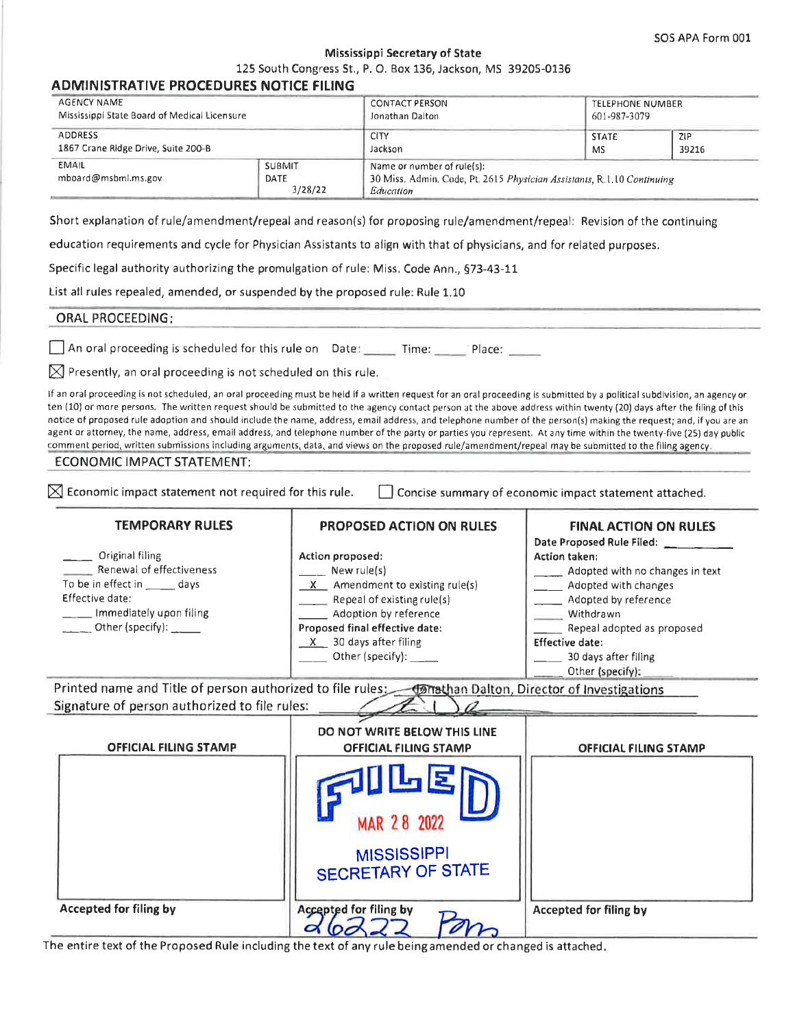SOS APA Form 001

**Mississippi Secretary of State**

125 South Congress St., P. O. Box 136, Jackson, MS 39205-0136

## ADMINISTRATIVE PROCEDURES NOTICE FILING

| AGENCY NAME | | CONTACT PERSON | TELEPHONE NUMBER | |
|---|---|---|---|---|
| Mississippi State Board of Medical Licensure | | Jonathan Dalton | 601-987-3079 | |
| ADDRESS | | CITY | STATE | ZIP |
| 1867 Crane Ridge Drive, Suite 200-B | | Jackson | MS | 39216 |
| EMAIL | SUBMIT DATE | Name or number of rule(s): | | |
| mboard@msbml.ms.gov | 3/28/22 | 30 Miss. Admin. Code, Pt. 2615 *Physician Assistants*, R. 1.10 *Continuing Education* | | |

Short explanation of rule/amendment/repeal and reason(s) for proposing rule/amendment/repeal: Revision of the continuing education requirements and cycle for Physician Assistants to align with that of physicians, and for related purposes.

Specific legal authority authorizing the promulgation of rule: Miss. Code Ann., §73-43-11

List all rules repealed, amended, or suspended by the proposed rule: Rule 1.10

### ORAL PROCEEDING:

☐ An oral proceeding is scheduled for this rule on Date: _____ Time: _____ Place: _____

☒ Presently, an oral proceeding is not scheduled on this rule.

If an oral proceeding is not scheduled, an oral proceeding must be held if a written request for an oral proceeding is submitted by a political subdivision, an agency or ten (10) or more persons. The written request should be submitted to the agency contact person at the above address within twenty (20) days after the filing of this notice of proposed rule adoption and should include the name, address, email address, and telephone number of the person(s) making the request; and, if you are an agent or attorney, the name, address, email address, and telephone number of the party or parties you represent. At any time within the twenty-five (25) day public comment period, written submissions including arguments, data, and views on the proposed rule/amendment/repeal may be submitted to the filing agency.

### ECONOMIC IMPACT STATEMENT:

☒ Economic impact statement not required for this rule. ☐ Concise summary of economic impact statement attached.

| TEMPORARY RULES | PROPOSED ACTION ON RULES | FINAL ACTION ON RULES |
|---|---|---|
| ____ Original filing<br>____ Renewal of effectiveness<br>To be in effect in ____ days<br>Effective date:<br>____ Immediately upon filing<br>____ Other (specify): ____ | Action proposed:<br>____ New rule(s)<br>\_X\_ Amendment to existing rule(s)<br>____ Repeal of existing rule(s)<br>____ Adoption by reference<br>Proposed final effective date:<br>\_X\_ 30 days after filing<br>____ Other (specify): ____ | Date Proposed Rule Filed: ____<br>Action taken:<br>____ Adopted with no changes in text<br>____ Adopted with changes<br>____ Adopted by reference<br>____ Withdrawn<br>____ Repeal adopted as proposed<br>Effective date:<br>____ 30 days after filing<br>____ Other (specify): ____ |

Printed name and Title of person authorized to file rules: Jonathan Dalton, Director of Investigations

Signature of person authorized to file rules: [signature]

DO NOT WRITE BELOW THIS LINE

| OFFICIAL FILING STAMP | OFFICIAL FILING STAMP | OFFICIAL FILING STAMP |
|---|---|---|
| | FILED MAR 28 2022 MISSISSIPPI SECRETARY OF STATE | |
| Accepted for filing by | Accepted for filing by 26222 Pm | Accepted for filing by |

The entire text of the Proposed Rule including the text of any rule being amended or changed is attached.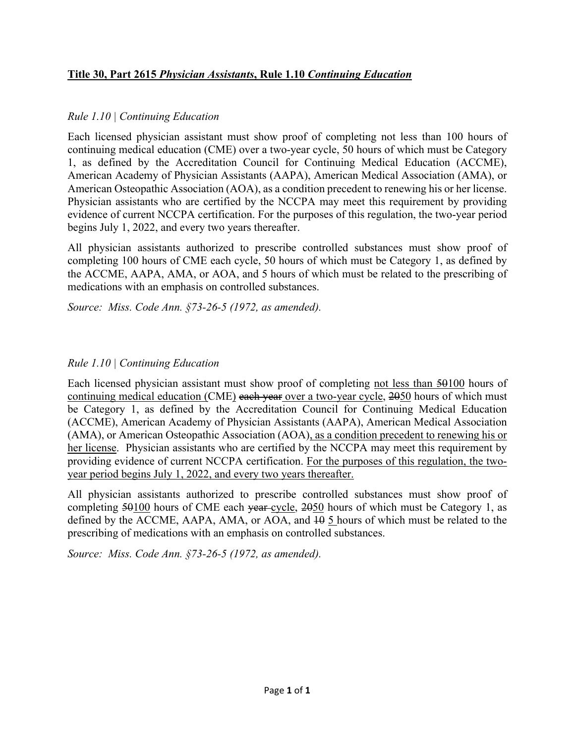**Title 30, Part 2615 *Physician Assistants*, Rule 1.10 *Continuing Education***

*Rule 1.10 | Continuing Education*

Each licensed physician assistant must show proof of completing not less than 100 hours of continuing medical education (CME) over a two-year cycle, 50 hours of which must be Category 1, as defined by the Accreditation Council for Continuing Medical Education (ACCME), American Academy of Physician Assistants (AAPA), American Medical Association (AMA), or American Osteopathic Association (AOA), as a condition precedent to renewing his or her license. Physician assistants who are certified by the NCCPA may meet this requirement by providing evidence of current NCCPA certification. For the purposes of this regulation, the two-year period begins July 1, 2022, and every two years thereafter.

All physician assistants authorized to prescribe controlled substances must show proof of completing 100 hours of CME each cycle, 50 hours of which must be Category 1, as defined by the ACCME, AAPA, AMA, or AOA, and 5 hours of which must be related to the prescribing of medications with an emphasis on controlled substances.

*Source: Miss. Code Ann. §73-26-5 (1972, as amended).*

*Rule 1.10 | Continuing Education*

Each licensed physician assistant must show proof of completing <u>not less than</u> ~~50~~<u>100</u> hours of <u>continuing medical education (CME)</u> ~~each year~~ <u>over a two-year cycle,</u> ~~20~~<u>50</u> hours of which must be Category 1, as defined by the Accreditation Council for Continuing Medical Education (ACCME), American Academy of Physician Assistants (AAPA), American Medical Association (AMA), or American Osteopathic Association (AOA)<u>, as a condition precedent to renewing his or her license</u>. Physician assistants who are certified by the NCCPA may meet this requirement by providing evidence of current NCCPA certification. <u>For the purposes of this regulation, the two-year period begins July 1, 2022, and every two years thereafter.</u>

All physician assistants authorized to prescribe controlled substances must show proof of completing ~~50~~<u>100</u> hours of CME each ~~year~~ <u>cycle</u>, ~~20~~<u>50</u> hours of which must be Category 1, as defined by the ACCME, AAPA, AMA, or AOA, and ~~10~~ <u>5</u> hours of which must be related to the prescribing of medications with an emphasis on controlled substances.

*Source: Miss. Code Ann. §73-26-5 (1972, as amended).*